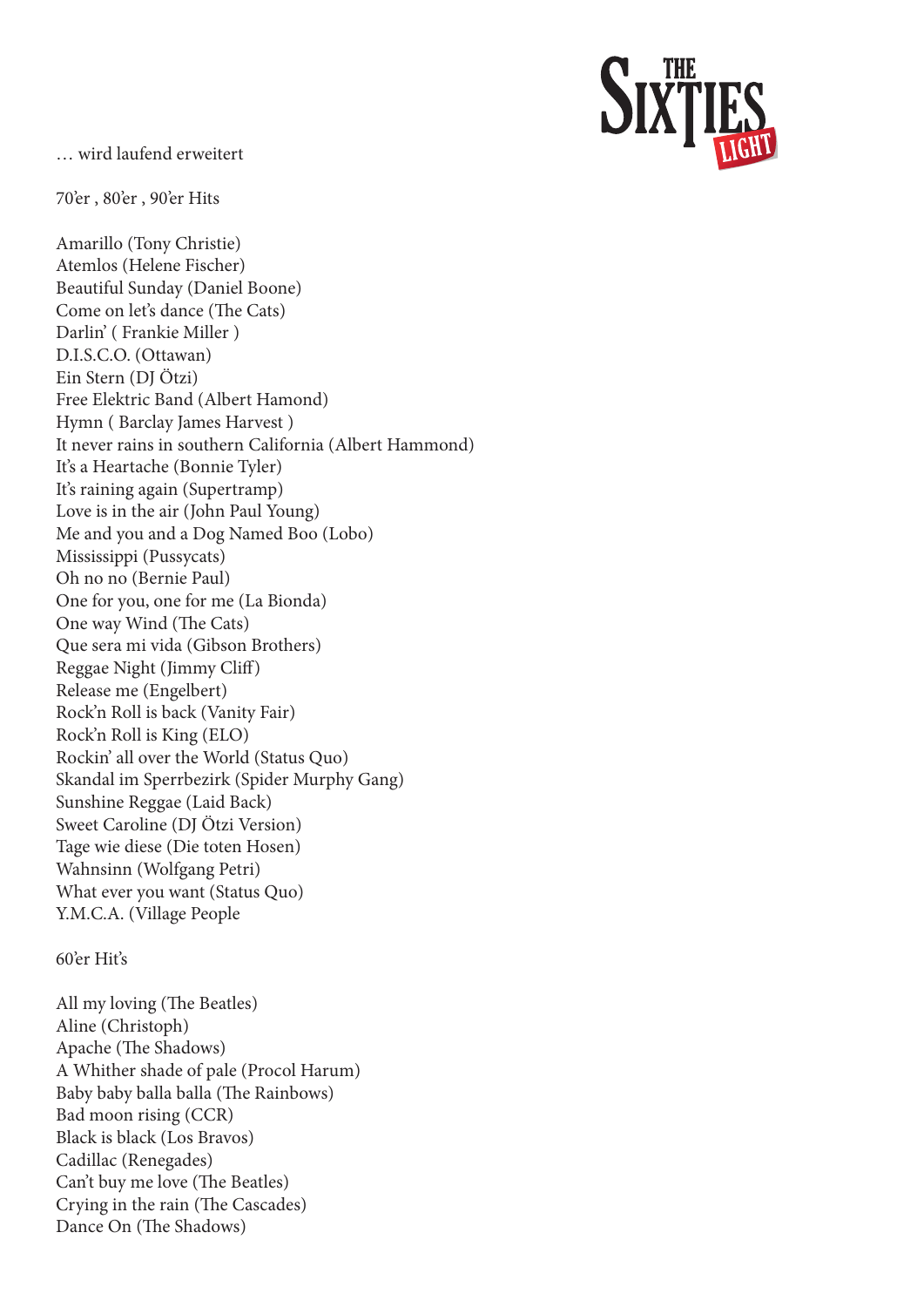… wird laufend erweitert

70'er , 80'er , 90'er Hits

Amarillo (Tony Christie)
Atemlos (Helene Fischer)
Beautiful Sunday (Daniel Boone)
Come on let's dance (The Cats)
Darlin' ( Frankie Miller )
D.I.S.C.O. (Ottawan)
Ein Stern (DJ Ötzi)
Free Elektric Band (Albert Hamond)
Hymn ( Barclay James Harvest )
It never rains in southern California (Albert Hammond)
It's a Heartache (Bonnie Tyler)
It's raining again (Supertramp)
Love is in the air (John Paul Young)
Me and you and a Dog Named Boo (Lobo)
Mississippi (Pussycats)
Oh no no (Bernie Paul)
One for you, one for me (La Bionda)
One way Wind (The Cats)
Que sera mi vida (Gibson Brothers)
Reggae Night (Jimmy Cliff)
Release me (Engelbert)
Rock'n Roll is back (Vanity Fair)
Rock'n Roll is King (ELO)
Rockin' all over the World (Status Quo)
Skandal im Sperrbezirk (Spider Murphy Gang)
Sunshine Reggae (Laid Back)
Sweet Caroline (DJ Ötzi Version)
Tage wie diese (Die toten Hosen)
Wahnsinn (Wolfgang Petri)
What ever you want (Status Quo)
Y.M.C.A. (Village People

60'er Hit's

All my loving (The Beatles)
Aline (Christoph)
Apache (The Shadows)
A Whither shade of pale (Procol Harum)
Baby baby balla balla (The Rainbows)
Bad moon rising (CCR)
Black is black (Los Bravos)
Cadillac (Renegades)
Can't buy me love (The Beatles)
Crying in the rain (The Cascades)
Dance On (The Shadows)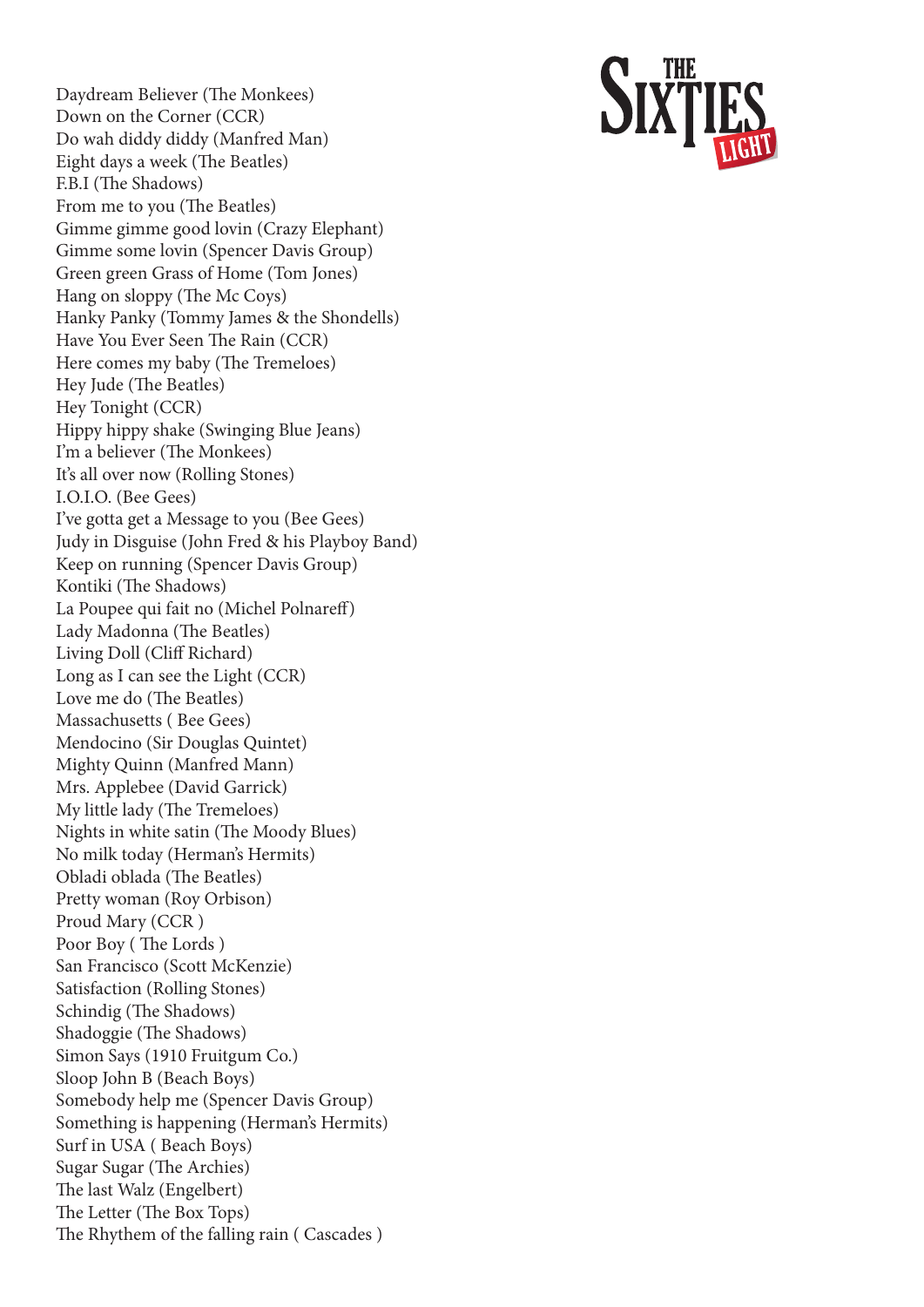Daydream Believer (The Monkees)
Down on the Corner (CCR)
Do wah diddy diddy (Manfred Man)
Eight days a week (The Beatles)
F.B.I (The Shadows)
From me to you (The Beatles)
Gimme gimme good lovin (Crazy Elephant)
Gimme some lovin (Spencer Davis Group)
Green green Grass of Home (Tom Jones)
Hang on sloppy (The Mc Coys)
Hanky Panky (Tommy James & the Shondells)
Have You Ever Seen The Rain (CCR)
Here comes my baby (The Tremeloes)
Hey Jude (The Beatles)
Hey Tonight (CCR)
Hippy hippy shake (Swinging Blue Jeans)
I'm a believer (The Monkees)
It's all over now (Rolling Stones)
I.O.I.O. (Bee Gees)
I've gotta get a Message to you (Bee Gees)
Judy in Disguise (John Fred & his Playboy Band)
Keep on running (Spencer Davis Group)
Kontiki (The Shadows)
La Poupee qui fait no (Michel Polnareff)
Lady Madonna (The Beatles)
Living Doll (Cliff Richard)
Long as I can see the Light (CCR)
Love me do (The Beatles)
Massachusetts ( Bee Gees)
Mendocino (Sir Douglas Quintet)
Mighty Quinn (Manfred Mann)
Mrs. Applebee (David Garrick)
My little lady (The Tremeloes)
Nights in white satin (The Moody Blues)
No milk today (Herman's Hermits)
Obladi oblada (The Beatles)
Pretty woman (Roy Orbison)
Proud Mary (CCR )
Poor Boy ( The Lords )
San Francisco (Scott McKenzie)
Satisfaction (Rolling Stones)
Schindig (The Shadows)
Shadoggie (The Shadows)
Simon Says (1910 Fruitgum Co.)
Sloop John B (Beach Boys)
Somebody help me (Spencer Davis Group)
Something is happening (Herman's Hermits)
Surf in USA ( Beach Boys)
Sugar Sugar (The Archies)
The last Walz (Engelbert)
The Letter (The Box Tops)
The Rhythem of the falling rain ( Cascades )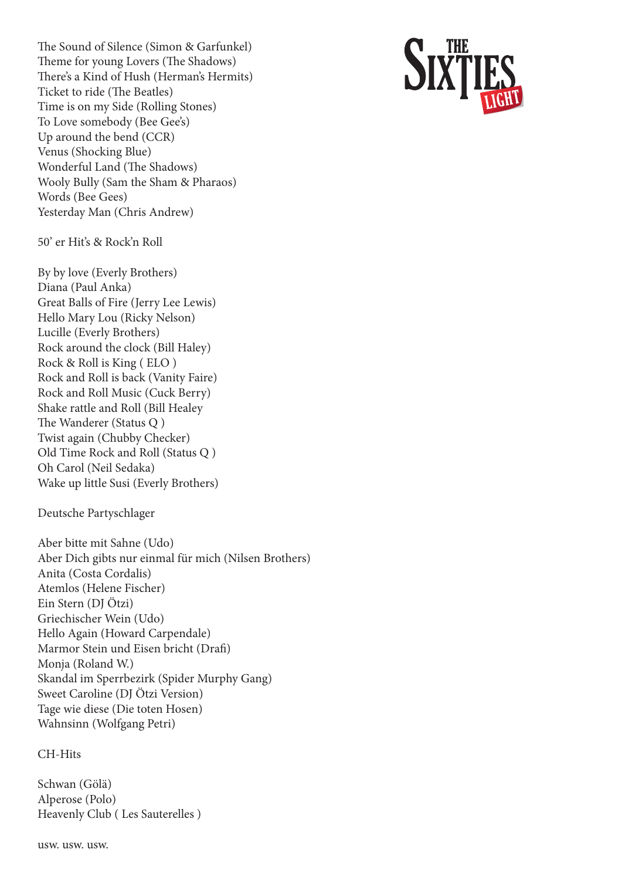The Sound of Silence (Simon & Garfunkel)
Theme for young Lovers (The Shadows)
There's a Kind of Hush (Herman's Hermits)
Ticket to ride (The Beatles)
Time is on my Side (Rolling Stones)
To Love somebody (Bee Gee's)
Up around the bend (CCR)
Venus (Shocking Blue)
Wonderful Land (The Shadows)
Wooly Bully (Sam the Sham & Pharaos)
Words (Bee Gees)
Yesterday Man (Chris Andrew)

50' er Hit's & Rock'n Roll

By by love (Everly Brothers)
Diana (Paul Anka)
Great Balls of Fire (Jerry Lee Lewis)
Hello Mary Lou (Ricky Nelson)
Lucille (Everly Brothers)
Rock around the clock (Bill Haley)
Rock & Roll is King ( ELO )
Rock and Roll is back (Vanity Faire)
Rock and Roll Music (Cuck Berry)
Shake rattle and Roll (Bill Healey
The Wanderer (Status Q )
Twist again (Chubby Checker)
Old Time Rock and Roll (Status Q )
Oh Carol (Neil Sedaka)
Wake up little Susi (Everly Brothers)

Deutsche Partyschlager

Aber bitte mit Sahne (Udo)
Aber Dich gibts nur einmal für mich (Nilsen Brothers)
Anita (Costa Cordalis)
Atemlos (Helene Fischer)
Ein Stern (DJ Ötzi)
Griechischer Wein (Udo)
Hello Again (Howard Carpendale)
Marmor Stein und Eisen bricht (Drafi)
Monja (Roland W.)
Skandal im Sperrbezirk (Spider Murphy Gang)
Sweet Caroline (DJ Ötzi Version)
Tage wie diese (Die toten Hosen)
Wahnsinn (Wolfgang Petri)

CH-Hits

Schwan (Gölä)
Alperose (Polo)
Heavenly Club ( Les Sauterelles )

usw. usw. usw.